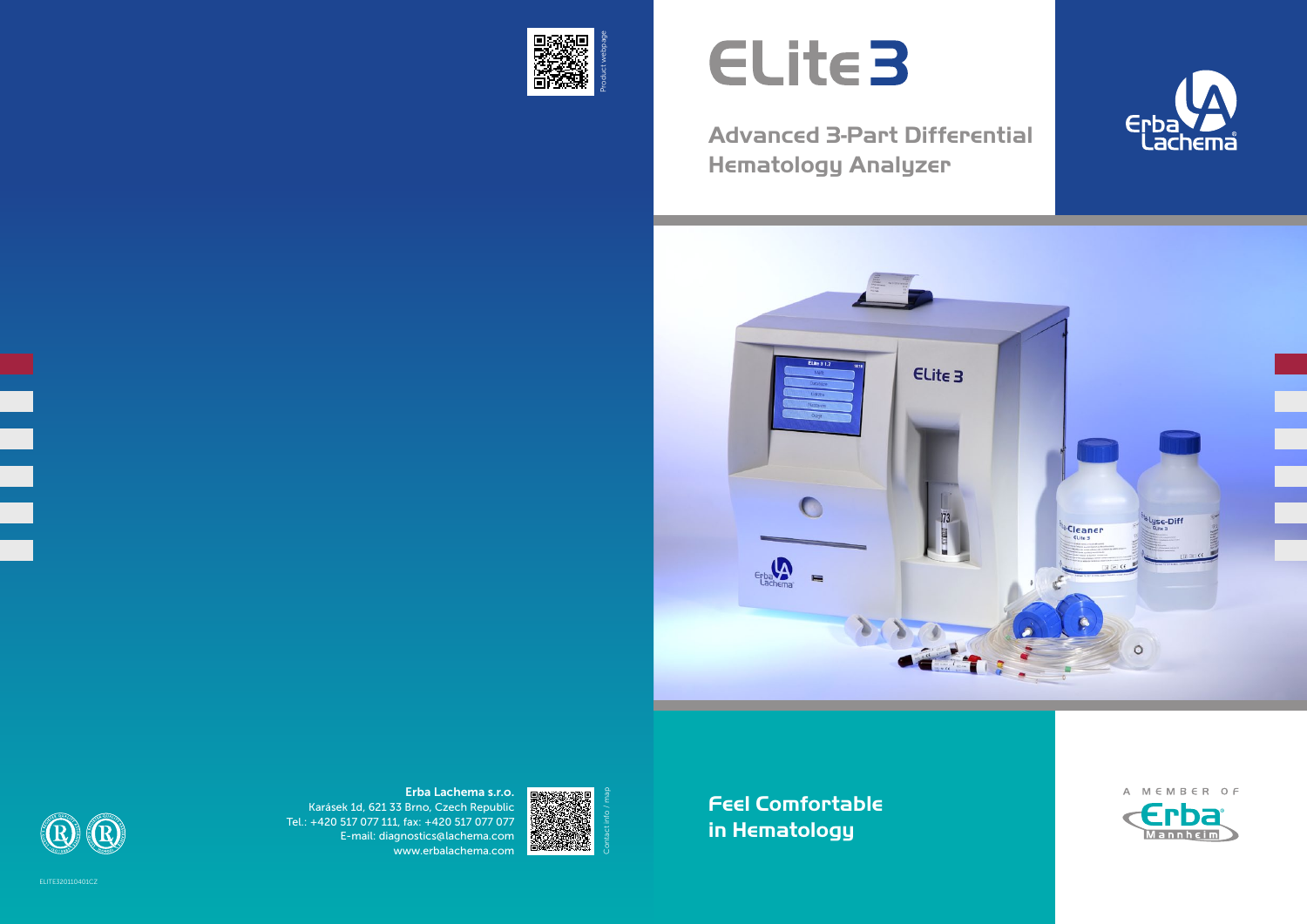# Elite 3

## Advanced 3-Part Differential Hematology Analyzer

Product webpage

Erba Lachema

**Feel Comfortable in Hematology**

A MEMBER OF Erba Mannheim

**Erba Lachema s.r.o.**
Karásek 1d, 621 33 Brno, Czech Republic
Tel.: +420 517 077 111, fax: +420 517 077 077
E-mail: diagnostics@lachema.com
www.erbalachema.com

Contact info / map

ELITE320110401CZ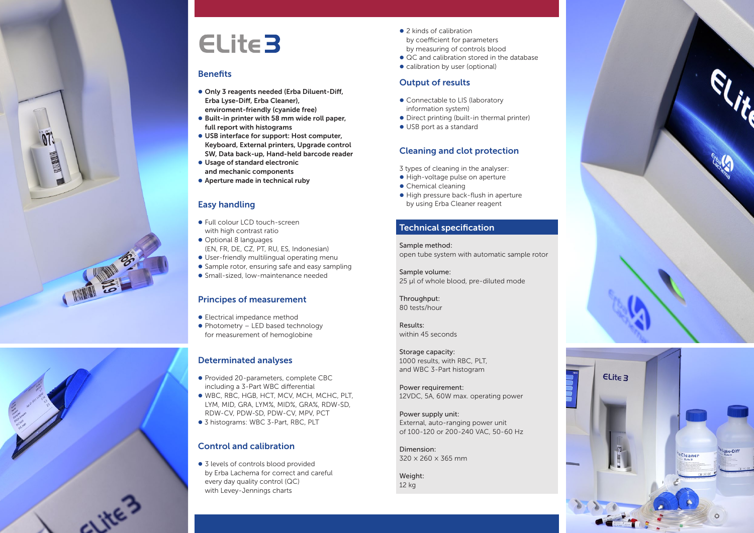# Elite 3

## Benefits

- **Only 3 reagents needed (Erba Diluent-Diff, Erba Lyse-Diff, Erba Cleaner), enviroment-friendly (cyanide free)**
- **Built-in printer with 58 mm wide roll paper, full report with histograms**
- **USB interface for support: Host computer, Keyboard, External printers, Upgrade control SW, Data back-up, Hand-held barcode reader**
- **Usage of standard electronic and mechanic components**
- **Aperture made in technical ruby**

## Easy handling

- Full colour LCD touch-screen with high contrast ratio
- Optional 8 languages (EN, FR, DE, CZ, PT, RU, ES, Indonesian)
- User-friendly multilingual operating menu
- Sample rotor, ensuring safe and easy sampling
- Small-sized, low-maintenance needed

## Principles of measurement

- Electrical impedance method
- Photometry – LED based technology for measurement of hemoglobine

## Determinated analyses

- Provided 20-parameters, complete CBC including a 3-Part WBC differential
- WBC, RBC, HGB, HCT, MCV, MCH, MCHC, PLT, LYM, MID, GRA, LYM%, MID%, GRA%, RDW-SD, RDW-CV, PDW-SD, PDW-CV, MPV, PCT
- 3 histograms: WBC 3-Part, RBC, PLT

## Control and calibration

- 3 levels of controls blood provided by Erba Lachema for correct and careful every day quality control (QC) with Levey-Jennings charts
- 2 kinds of calibration by coefficient for parameters by measuring of controls blood
- QC and calibration stored in the database
- calibration by user (optional)

## Output of results

- Connectable to LIS (laboratory information system)
- Direct printing (built-in thermal printer)
- USB port as a standard

## Cleaning and clot protection

3 types of cleaning in the analyser:

- High-voltage pulse on aperture
- Chemical cleaning
- High pressure back-flush in aperture by using Erba Cleaner reagent

## Technical specification

Sample method:
open tube system with automatic sample rotor

Sample volume:
25 μl of whole blood, pre-diluted mode

Throughput:
80 tests/hour

Results:
within 45 seconds

Storage capacity:
1000 results, with RBC, PLT, and WBC 3-Part histogram

Power requirement:
12VDC, 5A, 60W max. operating power

Power supply unit:
External, auto-ranging power unit of 100-120 or 200-240 VAC, 50-60 Hz

Dimension:
320 × 260 × 365 mm

Weight:
12 kg